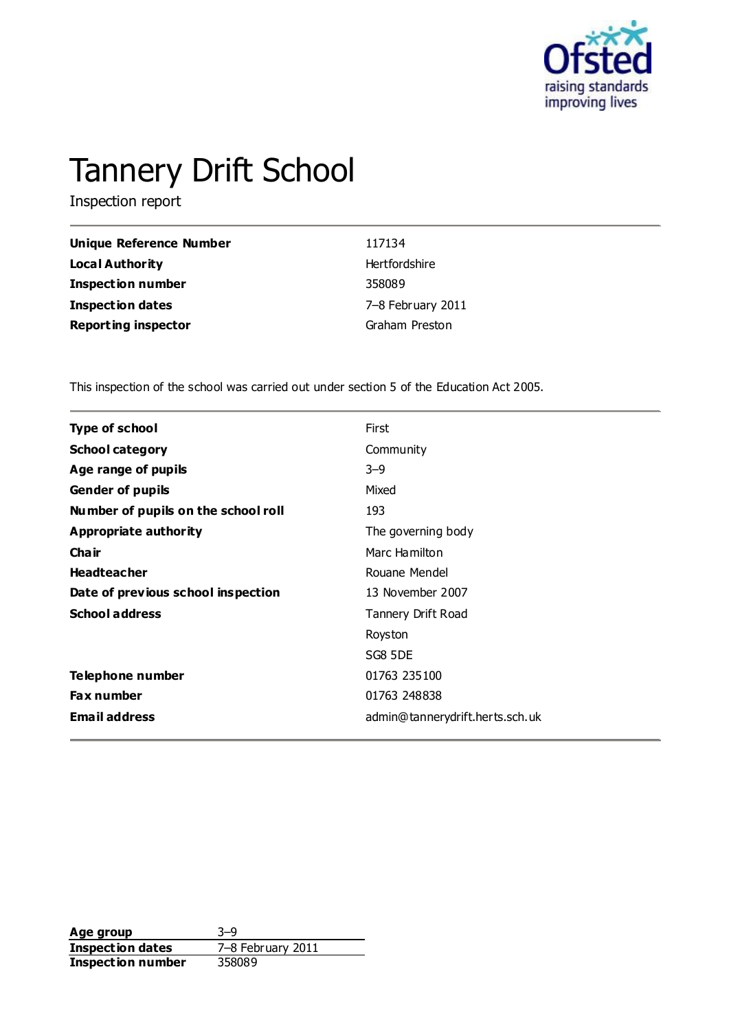# Tannery Drift School

Inspection report

| | |
|---|---|
| **Unique Reference Number** | 117134 |
| **Local Authority** | Hertfordshire |
| **Inspection number** | 358089 |
| **Inspection dates** | 7–8 February 2011 |
| **Reporting inspector** | Graham Preston |

This inspection of the school was carried out under section 5 of the Education Act 2005.

| | |
|---|---|
| **Type of school** | First |
| **School category** | Community |
| **Age range of pupils** | 3–9 |
| **Gender of pupils** | Mixed |
| **Number of pupils on the school roll** | 193 |
| **Appropriate authority** | The governing body |
| **Chair** | Marc Hamilton |
| **Headteacher** | Rouane Mendel |
| **Date of previous school inspection** | 13 November 2007 |
| **School address** | Tannery Drift Road<br>Royston<br>SG8 5DE |
| **Telephone number** | 01763 235100 |
| **Fax number** | 01763 248838 |
| **Email address** | admin@tannerydrift.herts.sch.uk |

| | |
|---|---|
| **Age group** | 3–9 |
| **Inspection dates** | 7–8 February 2011 |
| **Inspection number** | 358089 |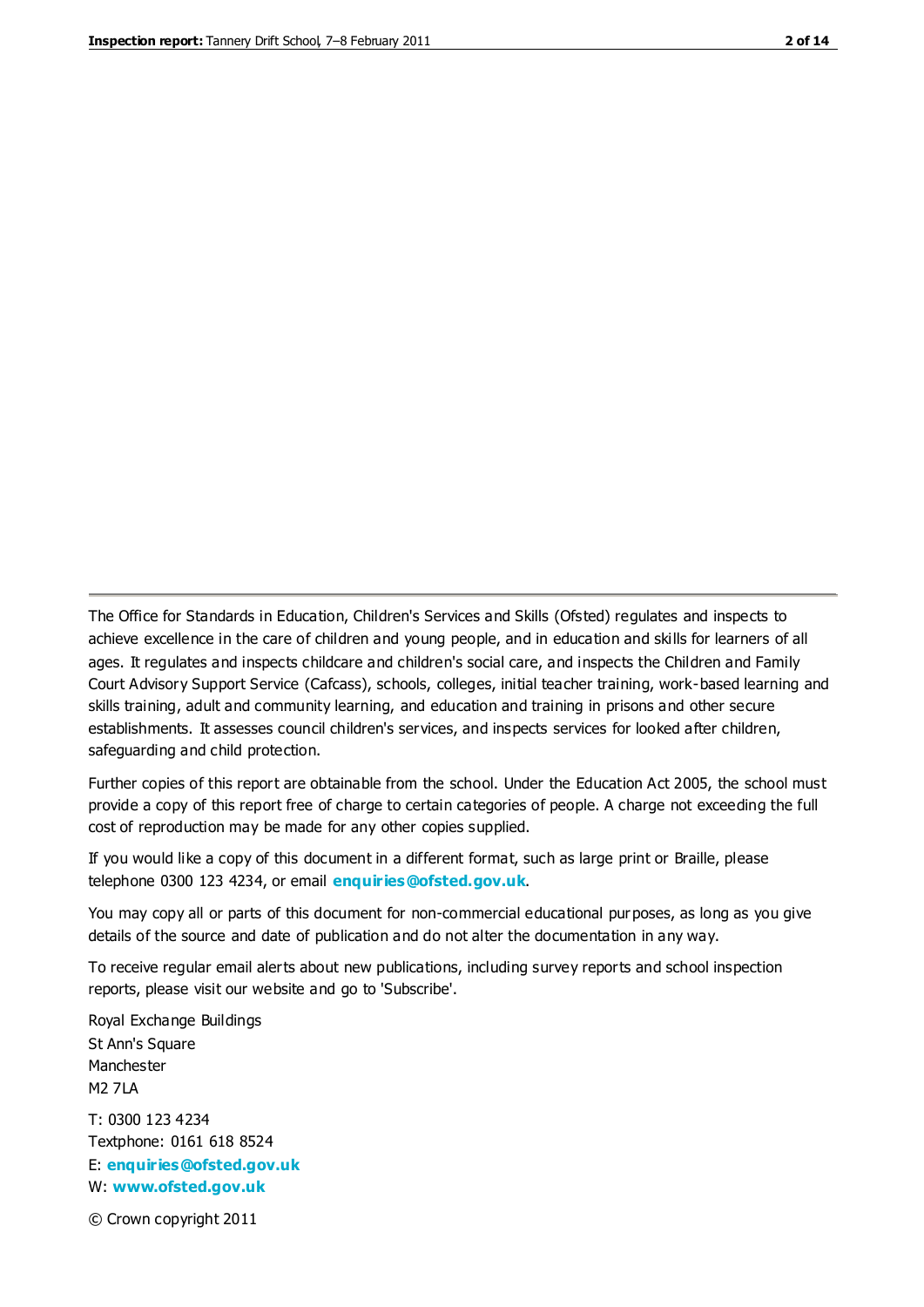The Office for Standards in Education, Children's Services and Skills (Ofsted) regulates and inspects to achieve excellence in the care of children and young people, and in education and skills for learners of all ages. It regulates and inspects childcare and children's social care, and inspects the Children and Family Court Advisory Support Service (Cafcass), schools, colleges, initial teacher training, work-based learning and skills training, adult and community learning, and education and training in prisons and other secure establishments. It assesses council children's services, and inspects services for looked after children, safeguarding and child protection.

Further copies of this report are obtainable from the school. Under the Education Act 2005, the school must provide a copy of this report free of charge to certain categories of people. A charge not exceeding the full cost of reproduction may be made for any other copies supplied.

If you would like a copy of this document in a different format, such as large print or Braille, please telephone 0300 123 4234, or email **enquiries@ofsted.gov.uk**.

You may copy all or parts of this document for non-commercial educational purposes, as long as you give details of the source and date of publication and do not alter the documentation in any way.

To receive regular email alerts about new publications, including survey reports and school inspection reports, please visit our website and go to 'Subscribe'.

Royal Exchange Buildings
St Ann's Square
Manchester
M2 7LA

T: 0300 123 4234
Textphone: 0161 618 8524
E: **enquiries@ofsted.gov.uk**
W: **www.ofsted.gov.uk**

© Crown copyright 2011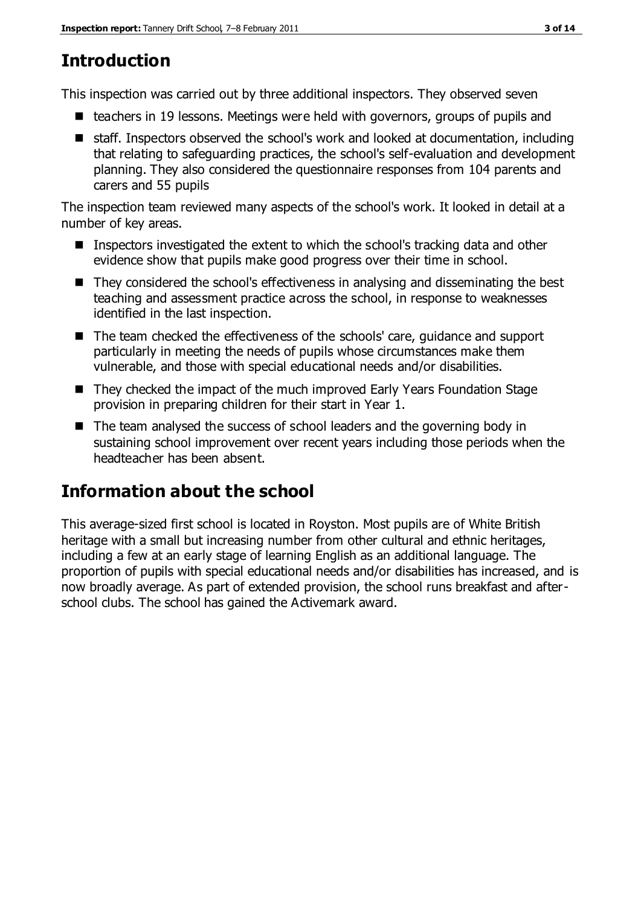## Introduction

This inspection was carried out by three additional inspectors. They observed seven

- teachers in 19 lessons. Meetings were held with governors, groups of pupils and
- staff. Inspectors observed the school's work and looked at documentation, including that relating to safeguarding practices, the school's self-evaluation and development planning. They also considered the questionnaire responses from 104 parents and carers and 55 pupils

The inspection team reviewed many aspects of the school's work. It looked in detail at a number of key areas.

- Inspectors investigated the extent to which the school's tracking data and other evidence show that pupils make good progress over their time in school.
- They considered the school's effectiveness in analysing and disseminating the best teaching and assessment practice across the school, in response to weaknesses identified in the last inspection.
- The team checked the effectiveness of the schools' care, guidance and support particularly in meeting the needs of pupils whose circumstances make them vulnerable, and those with special educational needs and/or disabilities.
- They checked the impact of the much improved Early Years Foundation Stage provision in preparing children for their start in Year 1.
- The team analysed the success of school leaders and the governing body in sustaining school improvement over recent years including those periods when the headteacher has been absent.

## Information about the school

This average-sized first school is located in Royston. Most pupils are of White British heritage with a small but increasing number from other cultural and ethnic heritages, including a few at an early stage of learning English as an additional language. The proportion of pupils with special educational needs and/or disabilities has increased, and is now broadly average. As part of extended provision, the school runs breakfast and after-school clubs. The school has gained the Activemark award.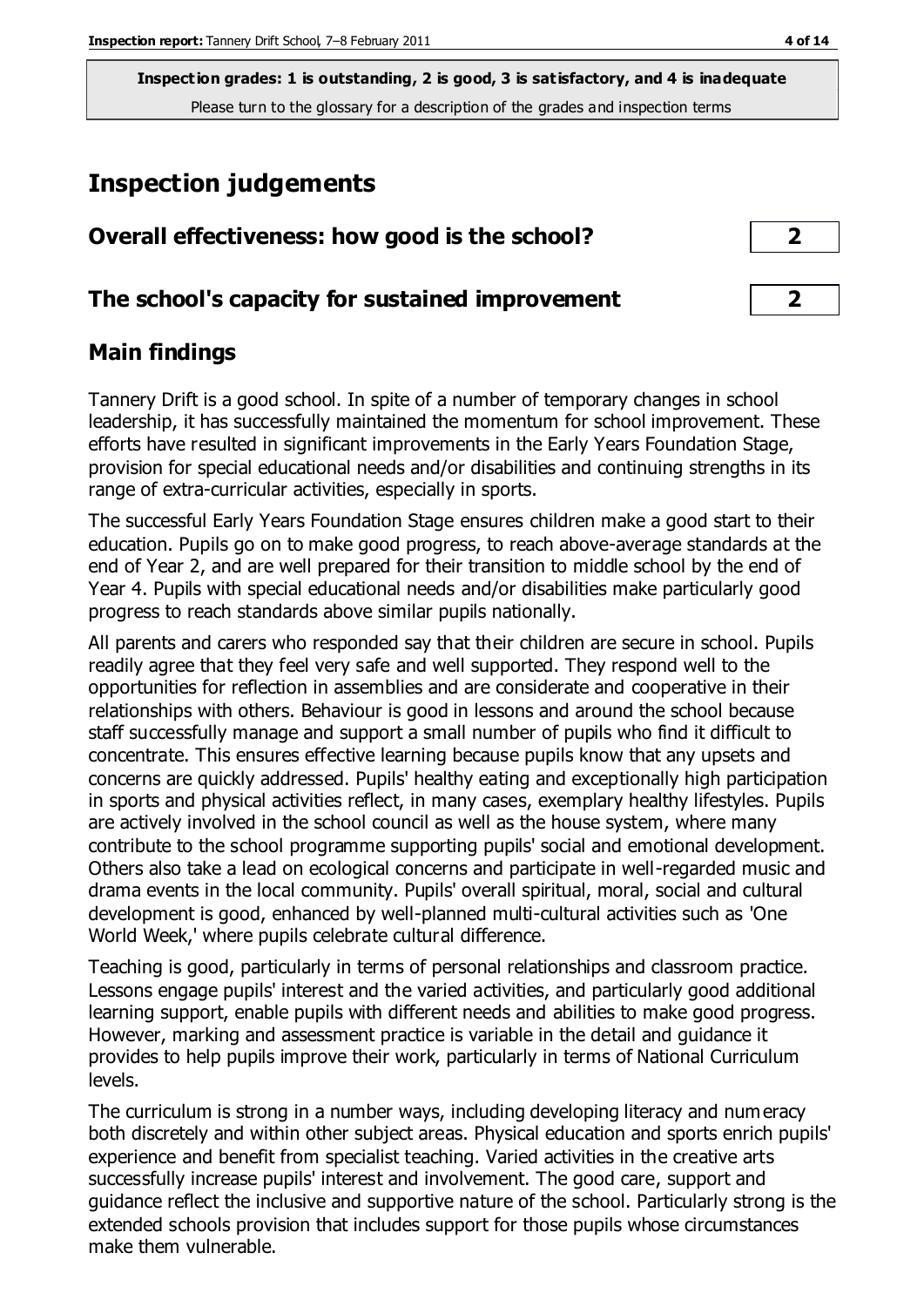**Inspection grades: 1 is outstanding, 2 is good, 3 is satisfactory, and 4 is inadequate**
Please turn to the glossary for a description of the grades and inspection terms

# Inspection judgements

## Overall effectiveness: how good is the school? — 2

## The school's capacity for sustained improvement — 2

## Main findings

Tannery Drift is a good school. In spite of a number of temporary changes in school leadership, it has successfully maintained the momentum for school improvement. These efforts have resulted in significant improvements in the Early Years Foundation Stage, provision for special educational needs and/or disabilities and continuing strengths in its range of extra-curricular activities, especially in sports.

The successful Early Years Foundation Stage ensures children make a good start to their education. Pupils go on to make good progress, to reach above-average standards at the end of Year 2, and are well prepared for their transition to middle school by the end of Year 4. Pupils with special educational needs and/or disabilities make particularly good progress to reach standards above similar pupils nationally.

All parents and carers who responded say that their children are secure in school. Pupils readily agree that they feel very safe and well supported. They respond well to the opportunities for reflection in assemblies and are considerate and cooperative in their relationships with others. Behaviour is good in lessons and around the school because staff successfully manage and support a small number of pupils who find it difficult to concentrate. This ensures effective learning because pupils know that any upsets and concerns are quickly addressed. Pupils' healthy eating and exceptionally high participation in sports and physical activities reflect, in many cases, exemplary healthy lifestyles. Pupils are actively involved in the school council as well as the house system, where many contribute to the school programme supporting pupils' social and emotional development. Others also take a lead on ecological concerns and participate in well-regarded music and drama events in the local community. Pupils' overall spiritual, moral, social and cultural development is good, enhanced by well-planned multi-cultural activities such as 'One World Week,' where pupils celebrate cultural difference.

Teaching is good, particularly in terms of personal relationships and classroom practice. Lessons engage pupils' interest and the varied activities, and particularly good additional learning support, enable pupils with different needs and abilities to make good progress. However, marking and assessment practice is variable in the detail and guidance it provides to help pupils improve their work, particularly in terms of National Curriculum levels.

The curriculum is strong in a number ways, including developing literacy and numeracy both discretely and within other subject areas. Physical education and sports enrich pupils' experience and benefit from specialist teaching. Varied activities in the creative arts successfully increase pupils' interest and involvement. The good care, support and guidance reflect the inclusive and supportive nature of the school. Particularly strong is the extended schools provision that includes support for those pupils whose circumstances make them vulnerable.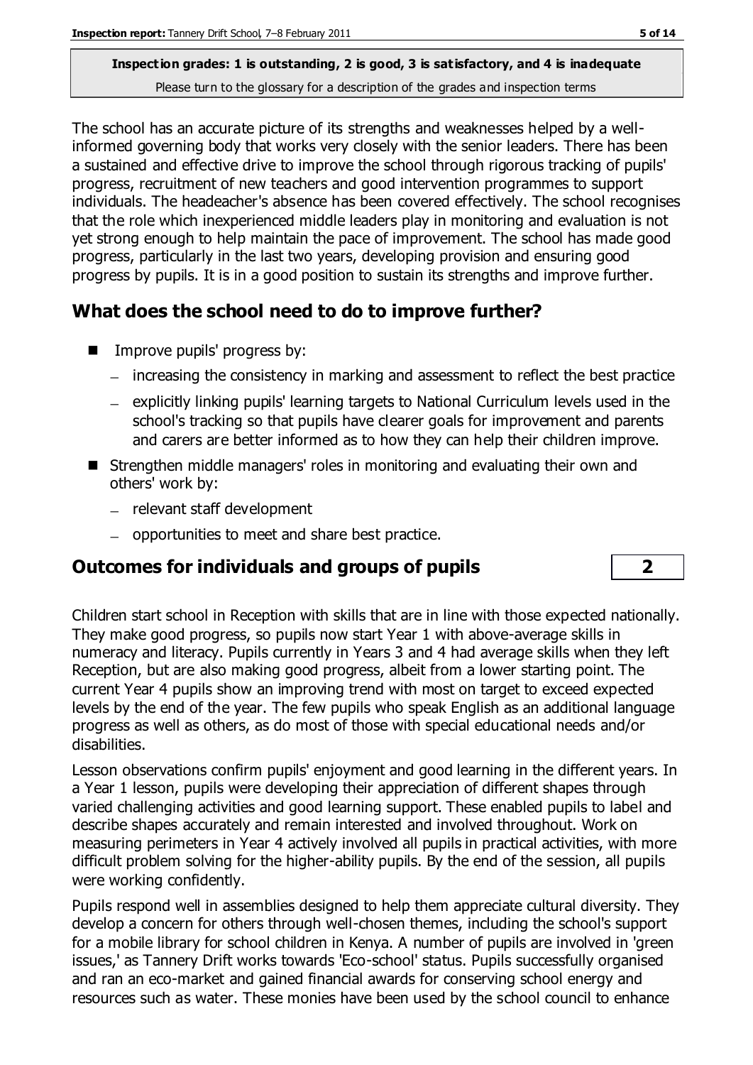**Inspection grades: 1 is outstanding, 2 is good, 3 is satisfactory, and 4 is inadequate**
Please turn to the glossary for a description of the grades and inspection terms

The school has an accurate picture of its strengths and weaknesses helped by a well-informed governing body that works very closely with the senior leaders. There has been a sustained and effective drive to improve the school through rigorous tracking of pupils' progress, recruitment of new teachers and good intervention programmes to support individuals. The headeacher's absence has been covered effectively. The school recognises that the role which inexperienced middle leaders play in monitoring and evaluation is not yet strong enough to help maintain the pace of improvement. The school has made good progress, particularly in the last two years, developing provision and ensuring good progress by pupils. It is in a good position to sustain its strengths and improve further.

## What does the school need to do to improve further?

- Improve pupils' progress by:
  - increasing the consistency in marking and assessment to reflect the best practice
  - explicitly linking pupils' learning targets to National Curriculum levels used in the school's tracking so that pupils have clearer goals for improvement and parents and carers are better informed as to how they can help their children improve.
- Strengthen middle managers' roles in monitoring and evaluating their own and others' work by:
  - relevant staff development
  - opportunities to meet and share best practice.

## Outcomes for individuals and groups of pupils | 2

Children start school in Reception with skills that are in line with those expected nationally. They make good progress, so pupils now start Year 1 with above-average skills in numeracy and literacy. Pupils currently in Years 3 and 4 had average skills when they left Reception, but are also making good progress, albeit from a lower starting point. The current Year 4 pupils show an improving trend with most on target to exceed expected levels by the end of the year. The few pupils who speak English as an additional language progress as well as others, as do most of those with special educational needs and/or disabilities.

Lesson observations confirm pupils' enjoyment and good learning in the different years. In a Year 1 lesson, pupils were developing their appreciation of different shapes through varied challenging activities and good learning support. These enabled pupils to label and describe shapes accurately and remain interested and involved throughout. Work on measuring perimeters in Year 4 actively involved all pupils in practical activities, with more difficult problem solving for the higher-ability pupils. By the end of the session, all pupils were working confidently.

Pupils respond well in assemblies designed to help them appreciate cultural diversity. They develop a concern for others through well-chosen themes, including the school's support for a mobile library for school children in Kenya. A number of pupils are involved in 'green issues,' as Tannery Drift works towards 'Eco-school' status. Pupils successfully organised and ran an eco-market and gained financial awards for conserving school energy and resources such as water. These monies have been used by the school council to enhance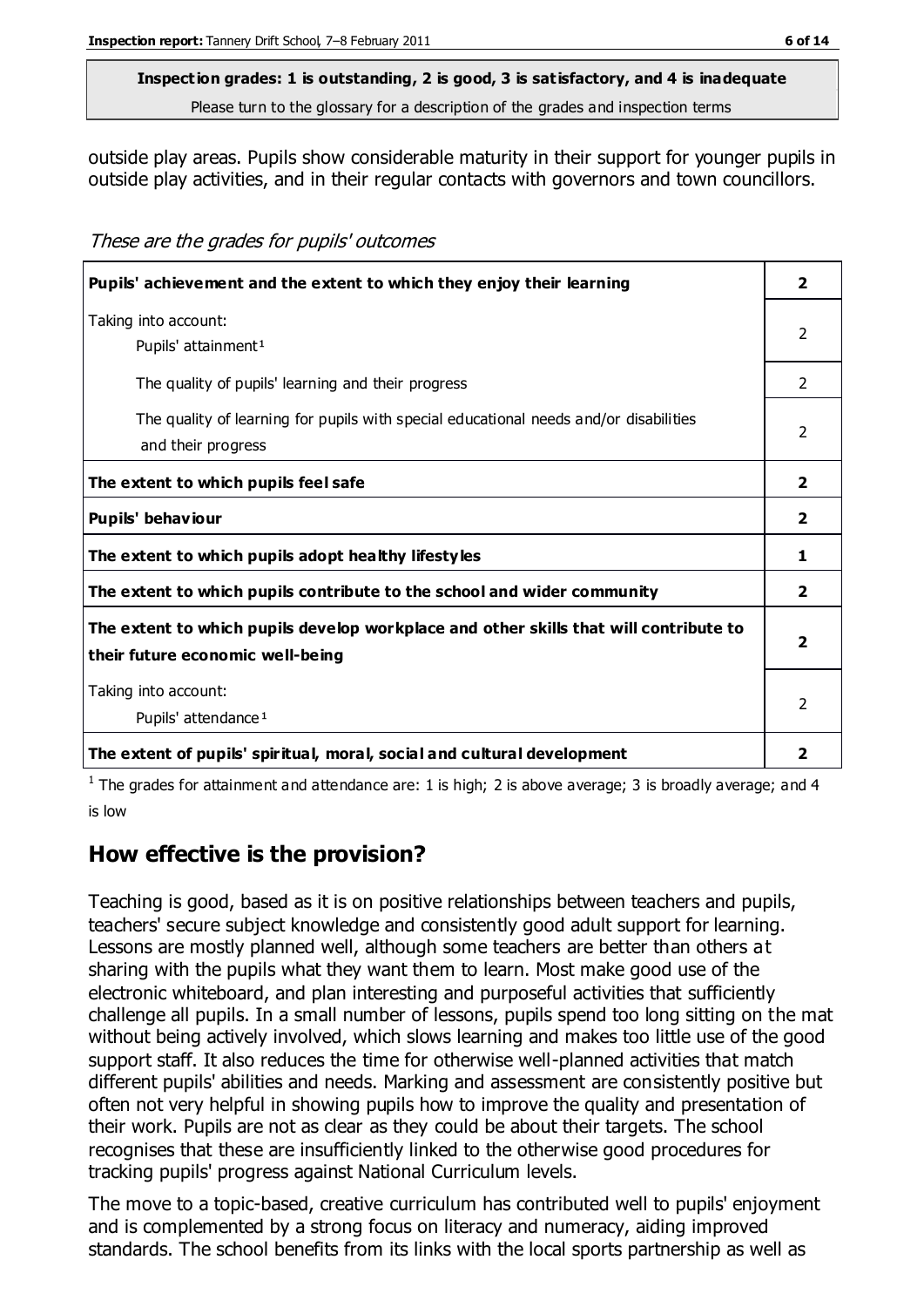**Inspection grades: 1 is outstanding, 2 is good, 3 is satisfactory, and 4 is inadequate**
Please turn to the glossary for a description of the grades and inspection terms

outside play areas. Pupils show considerable maturity in their support for younger pupils in outside play activities, and in their regular contacts with governors and town councillors.

*These are the grades for pupils' outcomes*

| | |
|---|---|
| **Pupils' achievement and the extent to which they enjoy their learning** | **2** |
| Taking into account: Pupils' attainment[1] | 2 |
| The quality of pupils' learning and their progress | 2 |
| The quality of learning for pupils with special educational needs and/or disabilities and their progress | 2 |
| **The extent to which pupils feel safe** | **2** |
| **Pupils' behaviour** | **2** |
| **The extent to which pupils adopt healthy lifestyles** | **1** |
| **The extent to which pupils contribute to the school and wider community** | **2** |
| **The extent to which pupils develop workplace and other skills that will contribute to their future economic well-being** | **2** |
| Taking into account: Pupils' attendance[1] | 2 |
| **The extent of pupils' spiritual, moral, social and cultural development** | **2** |

[1] The grades for attainment and attendance are: 1 is high; 2 is above average; 3 is broadly average; and 4 is low

## How effective is the provision?

Teaching is good, based as it is on positive relationships between teachers and pupils, teachers' secure subject knowledge and consistently good adult support for learning. Lessons are mostly planned well, although some teachers are better than others at sharing with the pupils what they want them to learn. Most make good use of the electronic whiteboard, and plan interesting and purposeful activities that sufficiently challenge all pupils. In a small number of lessons, pupils spend too long sitting on the mat without being actively involved, which slows learning and makes too little use of the good support staff. It also reduces the time for otherwise well-planned activities that match different pupils' abilities and needs. Marking and assessment are consistently positive but often not very helpful in showing pupils how to improve the quality and presentation of their work. Pupils are not as clear as they could be about their targets. The school recognises that these are insufficiently linked to the otherwise good procedures for tracking pupils' progress against National Curriculum levels.

The move to a topic-based, creative curriculum has contributed well to pupils' enjoyment and is complemented by a strong focus on literacy and numeracy, aiding improved standards. The school benefits from its links with the local sports partnership as well as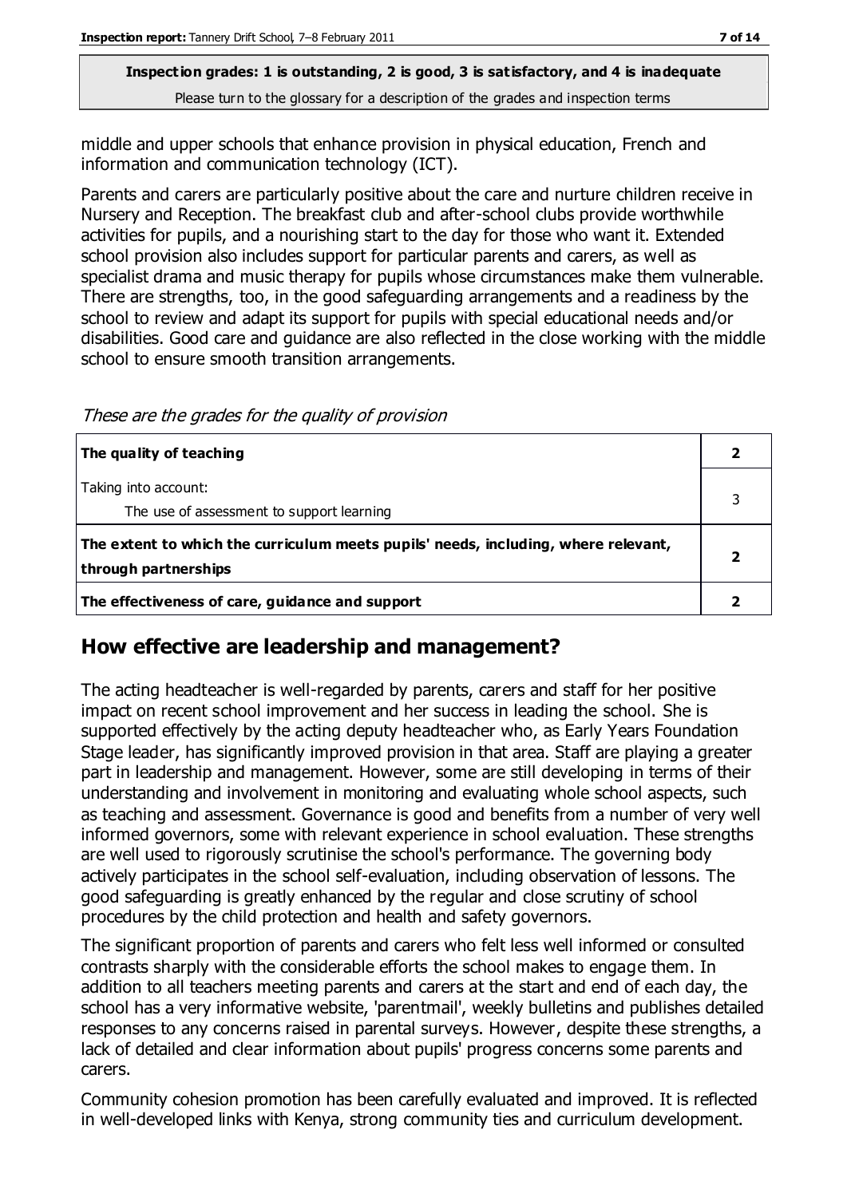middle and upper schools that enhance provision in physical education, French and information and communication technology (ICT).

Parents and carers are particularly positive about the care and nurture children receive in Nursery and Reception. The breakfast club and after-school clubs provide worthwhile activities for pupils, and a nourishing start to the day for those who want it. Extended school provision also includes support for particular parents and carers, as well as specialist drama and music therapy for pupils whose circumstances make them vulnerable. There are strengths, too, in the good safeguarding arrangements and a readiness by the school to review and adapt its support for pupils with special educational needs and/or disabilities. Good care and guidance are also reflected in the close working with the middle school to ensure smooth transition arrangements.

*These are the grades for the quality of provision*

| | |
|---|---|
| **The quality of teaching** | **2** |
| Taking into account:<br>The use of assessment to support learning | 3 |
| **The extent to which the curriculum meets pupils' needs, including, where relevant, through partnerships** | **2** |
| **The effectiveness of care, guidance and support** | **2** |

## How effective are leadership and management?

The acting headteacher is well-regarded by parents, carers and staff for her positive impact on recent school improvement and her success in leading the school. She is supported effectively by the acting deputy headteacher who, as Early Years Foundation Stage leader, has significantly improved provision in that area. Staff are playing a greater part in leadership and management. However, some are still developing in terms of their understanding and involvement in monitoring and evaluating whole school aspects, such as teaching and assessment. Governance is good and benefits from a number of very well informed governors, some with relevant experience in school evaluation. These strengths are well used to rigorously scrutinise the school's performance. The governing body actively participates in the school self-evaluation, including observation of lessons. The good safeguarding is greatly enhanced by the regular and close scrutiny of school procedures by the child protection and health and safety governors.

The significant proportion of parents and carers who felt less well informed or consulted contrasts sharply with the considerable efforts the school makes to engage them. In addition to all teachers meeting parents and carers at the start and end of each day, the school has a very informative website, 'parentmail', weekly bulletins and publishes detailed responses to any concerns raised in parental surveys. However, despite these strengths, a lack of detailed and clear information about pupils' progress concerns some parents and carers.

Community cohesion promotion has been carefully evaluated and improved. It is reflected in well-developed links with Kenya, strong community ties and curriculum development.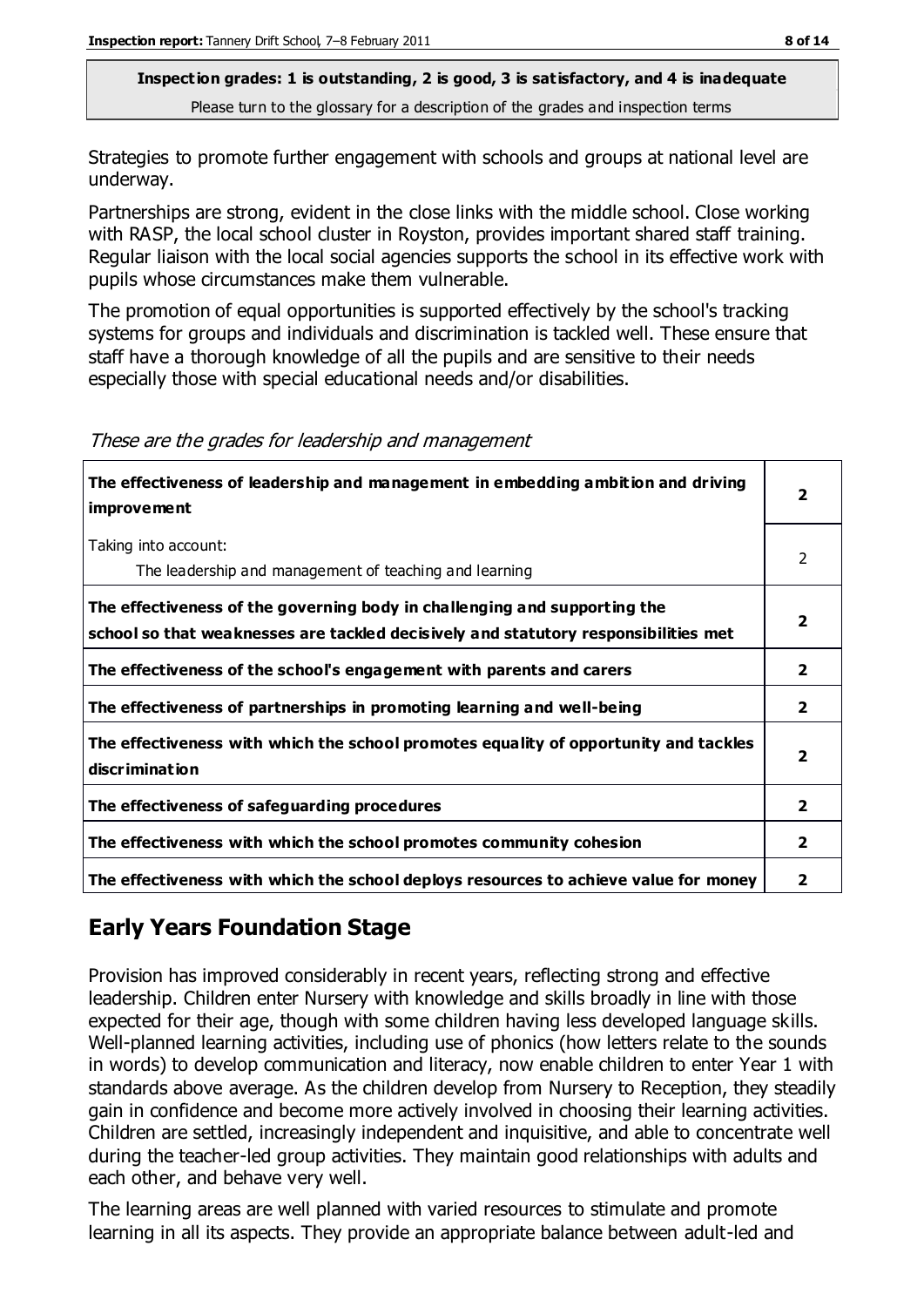**Inspection grades: 1 is outstanding, 2 is good, 3 is satisfactory, and 4 is inadequate**
Please turn to the glossary for a description of the grades and inspection terms

Strategies to promote further engagement with schools and groups at national level are underway.

Partnerships are strong, evident in the close links with the middle school. Close working with RASP, the local school cluster in Royston, provides important shared staff training. Regular liaison with the local social agencies supports the school in its effective work with pupils whose circumstances make them vulnerable.

The promotion of equal opportunities is supported effectively by the school's tracking systems for groups and individuals and discrimination is tackled well. These ensure that staff have a thorough knowledge of all the pupils and are sensitive to their needs especially those with special educational needs and/or disabilities.

*These are the grades for leadership and management*

| | |
|---|---|
| **The effectiveness of leadership and management in embedding ambition and driving improvement** | **2** |
| Taking into account: The leadership and management of teaching and learning | 2 |
| **The effectiveness of the governing body in challenging and supporting the school so that weaknesses are tackled decisively and statutory responsibilities met** | **2** |
| **The effectiveness of the school's engagement with parents and carers** | **2** |
| **The effectiveness of partnerships in promoting learning and well-being** | **2** |
| **The effectiveness with which the school promotes equality of opportunity and tackles discrimination** | **2** |
| **The effectiveness of safeguarding procedures** | **2** |
| **The effectiveness with which the school promotes community cohesion** | **2** |
| **The effectiveness with which the school deploys resources to achieve value for money** | **2** |

## Early Years Foundation Stage

Provision has improved considerably in recent years, reflecting strong and effective leadership. Children enter Nursery with knowledge and skills broadly in line with those expected for their age, though with some children having less developed language skills. Well-planned learning activities, including use of phonics (how letters relate to the sounds in words) to develop communication and literacy, now enable children to enter Year 1 with standards above average. As the children develop from Nursery to Reception, they steadily gain in confidence and become more actively involved in choosing their learning activities. Children are settled, increasingly independent and inquisitive, and able to concentrate well during the teacher-led group activities. They maintain good relationships with adults and each other, and behave very well.

The learning areas are well planned with varied resources to stimulate and promote learning in all its aspects. They provide an appropriate balance between adult-led and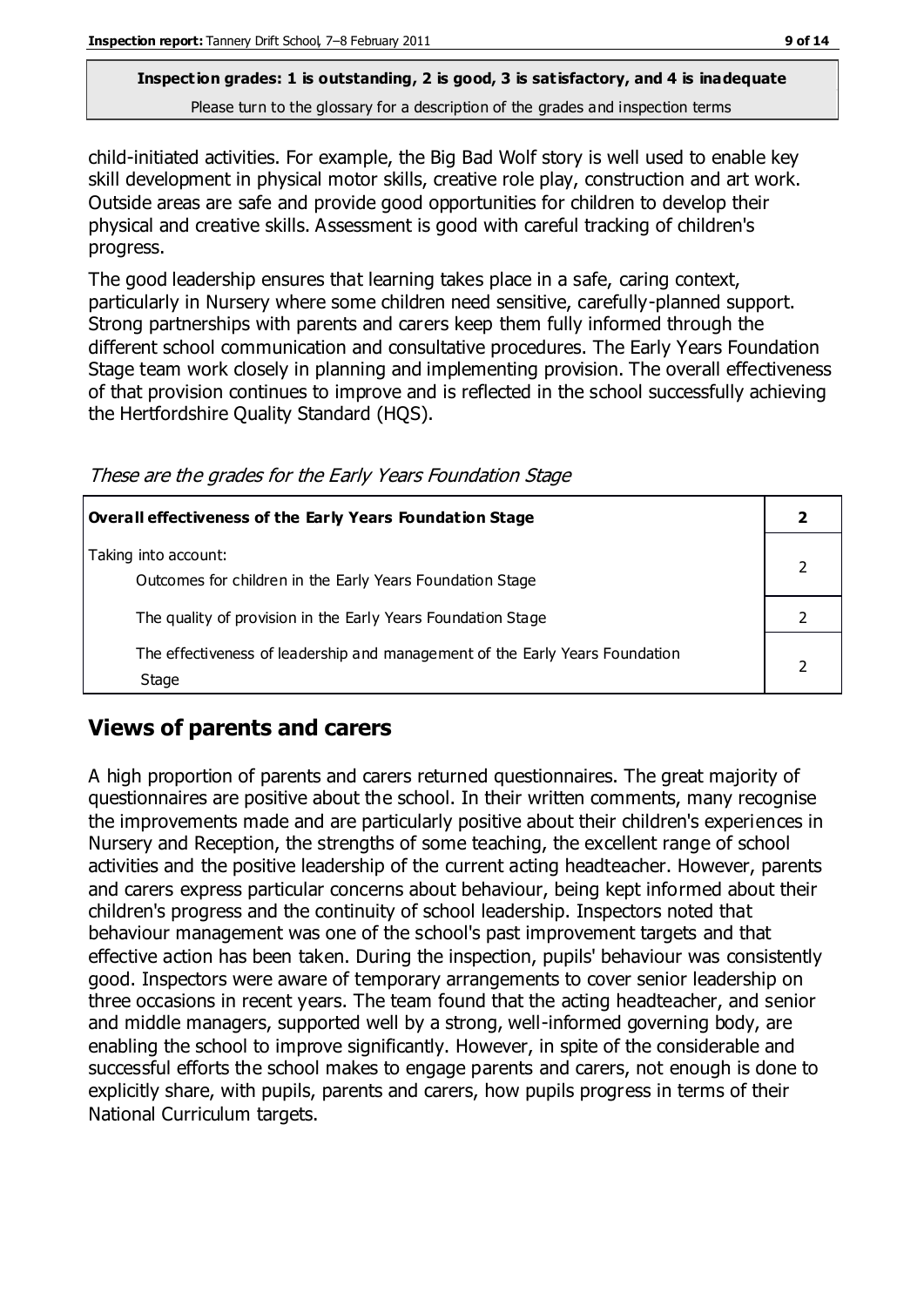**Inspection grades: 1 is outstanding, 2 is good, 3 is satisfactory, and 4 is inadequate**
Please turn to the glossary for a description of the grades and inspection terms

child-initiated activities. For example, the Big Bad Wolf story is well used to enable key skill development in physical motor skills, creative role play, construction and art work. Outside areas are safe and provide good opportunities for children to develop their physical and creative skills. Assessment is good with careful tracking of children's progress.

The good leadership ensures that learning takes place in a safe, caring context, particularly in Nursery where some children need sensitive, carefully-planned support. Strong partnerships with parents and carers keep them fully informed through the different school communication and consultative procedures. The Early Years Foundation Stage team work closely in planning and implementing provision. The overall effectiveness of that provision continues to improve and is reflected in the school successfully achieving the Hertfordshire Quality Standard (HQS).

*These are the grades for the Early Years Foundation Stage*

| **Overall effectiveness of the Early Years Foundation Stage** | **2** |
|---|---|
| Taking into account: Outcomes for children in the Early Years Foundation Stage | 2 |
| The quality of provision in the Early Years Foundation Stage | 2 |
| The effectiveness of leadership and management of the Early Years Foundation Stage | 2 |

## Views of parents and carers

A high proportion of parents and carers returned questionnaires. The great majority of questionnaires are positive about the school. In their written comments, many recognise the improvements made and are particularly positive about their children's experiences in Nursery and Reception, the strengths of some teaching, the excellent range of school activities and the positive leadership of the current acting headteacher. However, parents and carers express particular concerns about behaviour, being kept informed about their children's progress and the continuity of school leadership. Inspectors noted that behaviour management was one of the school's past improvement targets and that effective action has been taken. During the inspection, pupils' behaviour was consistently good. Inspectors were aware of temporary arrangements to cover senior leadership on three occasions in recent years. The team found that the acting headteacher, and senior and middle managers, supported well by a strong, well-informed governing body, are enabling the school to improve significantly. However, in spite of the considerable and successful efforts the school makes to engage parents and carers, not enough is done to explicitly share, with pupils, parents and carers, how pupils progress in terms of their National Curriculum targets.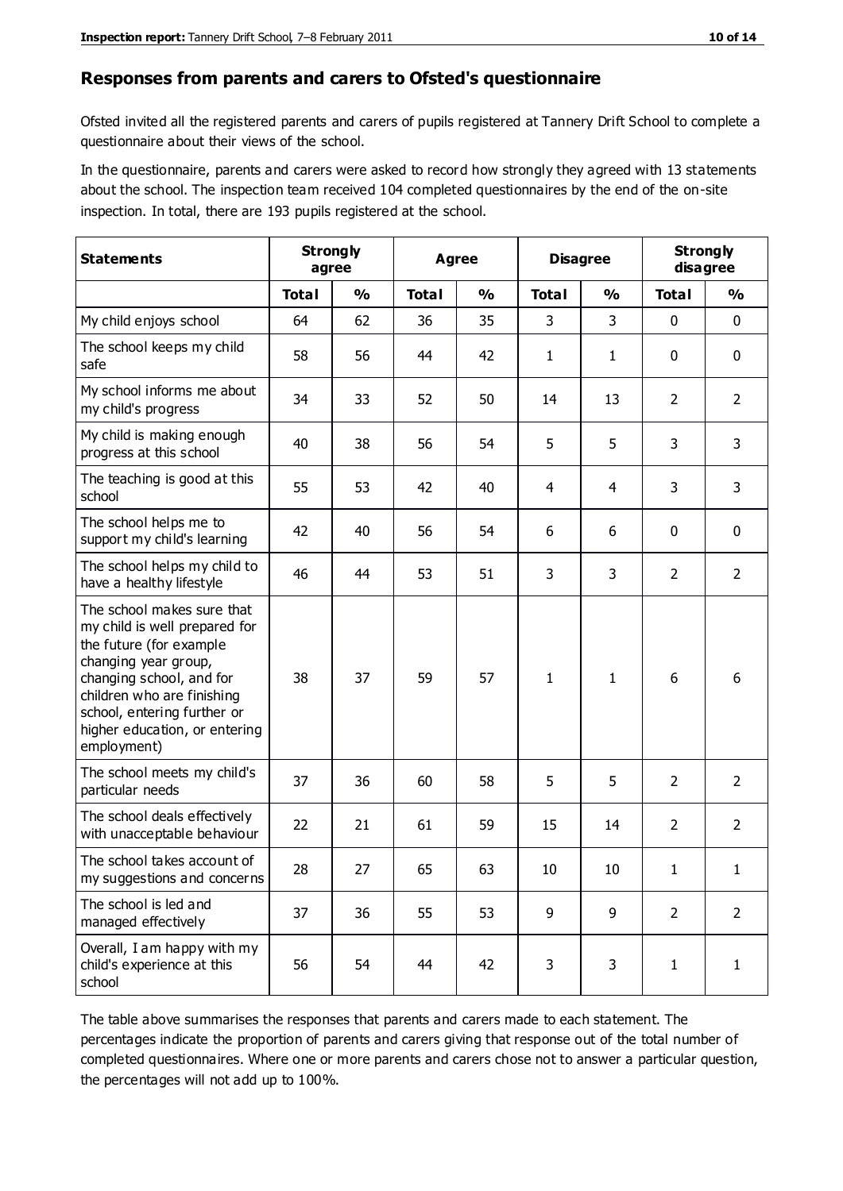## Responses from parents and carers to Ofsted's questionnaire

Ofsted invited all the registered parents and carers of pupils registered at Tannery Drift School to complete a questionnaire about their views of the school.

In the questionnaire, parents and carers were asked to record how strongly they agreed with 13 statements about the school. The inspection team received 104 completed questionnaires by the end of the on-site inspection. In total, there are 193 pupils registered at the school.

| Statements | Strongly agree | | Agree | | Disagree | | Strongly disagree | |
|---|---|---|---|---|---|---|---|---|
| | Total | % | Total | % | Total | % | Total | % |
| My child enjoys school | 64 | 62 | 36 | 35 | 3 | 3 | 0 | 0 |
| The school keeps my child safe | 58 | 56 | 44 | 42 | 1 | 1 | 0 | 0 |
| My school informs me about my child's progress | 34 | 33 | 52 | 50 | 14 | 13 | 2 | 2 |
| My child is making enough progress at this school | 40 | 38 | 56 | 54 | 5 | 5 | 3 | 3 |
| The teaching is good at this school | 55 | 53 | 42 | 40 | 4 | 4 | 3 | 3 |
| The school helps me to support my child's learning | 42 | 40 | 56 | 54 | 6 | 6 | 0 | 0 |
| The school helps my child to have a healthy lifestyle | 46 | 44 | 53 | 51 | 3 | 3 | 2 | 2 |
| The school makes sure that my child is well prepared for the future (for example changing year group, changing school, and for children who are finishing school, entering further or higher education, or entering employment) | 38 | 37 | 59 | 57 | 1 | 1 | 6 | 6 |
| The school meets my child's particular needs | 37 | 36 | 60 | 58 | 5 | 5 | 2 | 2 |
| The school deals effectively with unacceptable behaviour | 22 | 21 | 61 | 59 | 15 | 14 | 2 | 2 |
| The school takes account of my suggestions and concerns | 28 | 27 | 65 | 63 | 10 | 10 | 1 | 1 |
| The school is led and managed effectively | 37 | 36 | 55 | 53 | 9 | 9 | 2 | 2 |
| Overall, I am happy with my child's experience at this school | 56 | 54 | 44 | 42 | 3 | 3 | 1 | 1 |

The table above summarises the responses that parents and carers made to each statement. The percentages indicate the proportion of parents and carers giving that response out of the total number of completed questionnaires. Where one or more parents and carers chose not to answer a particular question, the percentages will not add up to 100%.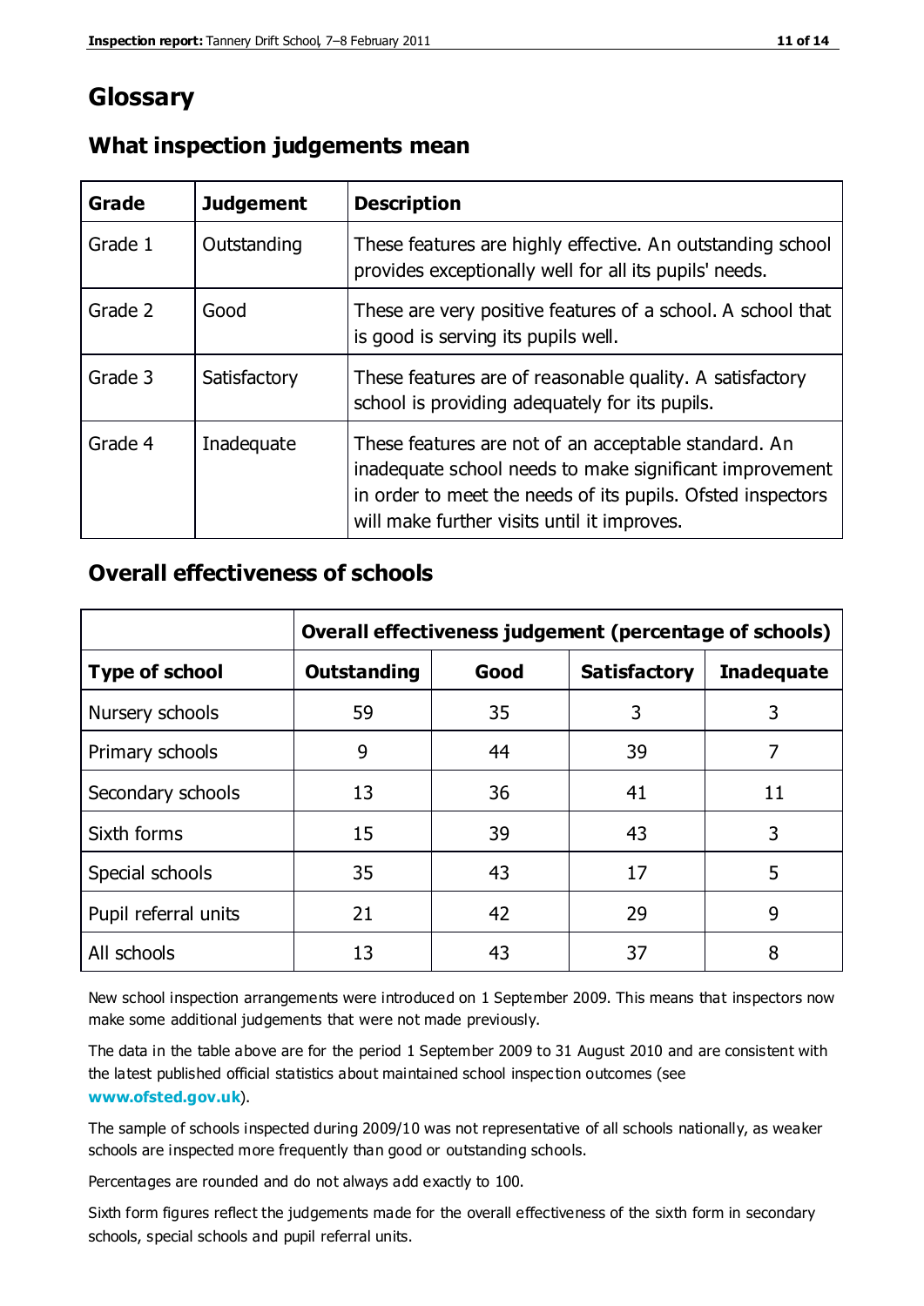# Glossary

## What inspection judgements mean

| Grade | Judgement | Description |
|---|---|---|
| Grade 1 | Outstanding | These features are highly effective. An outstanding school provides exceptionally well for all its pupils' needs. |
| Grade 2 | Good | These are very positive features of a school. A school that is good is serving its pupils well. |
| Grade 3 | Satisfactory | These features are of reasonable quality. A satisfactory school is providing adequately for its pupils. |
| Grade 4 | Inadequate | These features are not of an acceptable standard. An inadequate school needs to make significant improvement in order to meet the needs of its pupils. Ofsted inspectors will make further visits until it improves. |

## Overall effectiveness of schools

| | Overall effectiveness judgement (percentage of schools) | | | |
|---|---|---|---|---|
| **Type of school** | **Outstanding** | **Good** | **Satisfactory** | **Inadequate** |
| Nursery schools | 59 | 35 | 3 | 3 |
| Primary schools | 9 | 44 | 39 | 7 |
| Secondary schools | 13 | 36 | 41 | 11 |
| Sixth forms | 15 | 39 | 43 | 3 |
| Special schools | 35 | 43 | 17 | 5 |
| Pupil referral units | 21 | 42 | 29 | 9 |
| All schools | 13 | 43 | 37 | 8 |

New school inspection arrangements were introduced on 1 September 2009. This means that inspectors now make some additional judgements that were not made previously.

The data in the table above are for the period 1 September 2009 to 31 August 2010 and are consistent with the latest published official statistics about maintained school inspection outcomes (see **www.ofsted.gov.uk**).

The sample of schools inspected during 2009/10 was not representative of all schools nationally, as weaker schools are inspected more frequently than good or outstanding schools.

Percentages are rounded and do not always add exactly to 100.

Sixth form figures reflect the judgements made for the overall effectiveness of the sixth form in secondary schools, special schools and pupil referral units.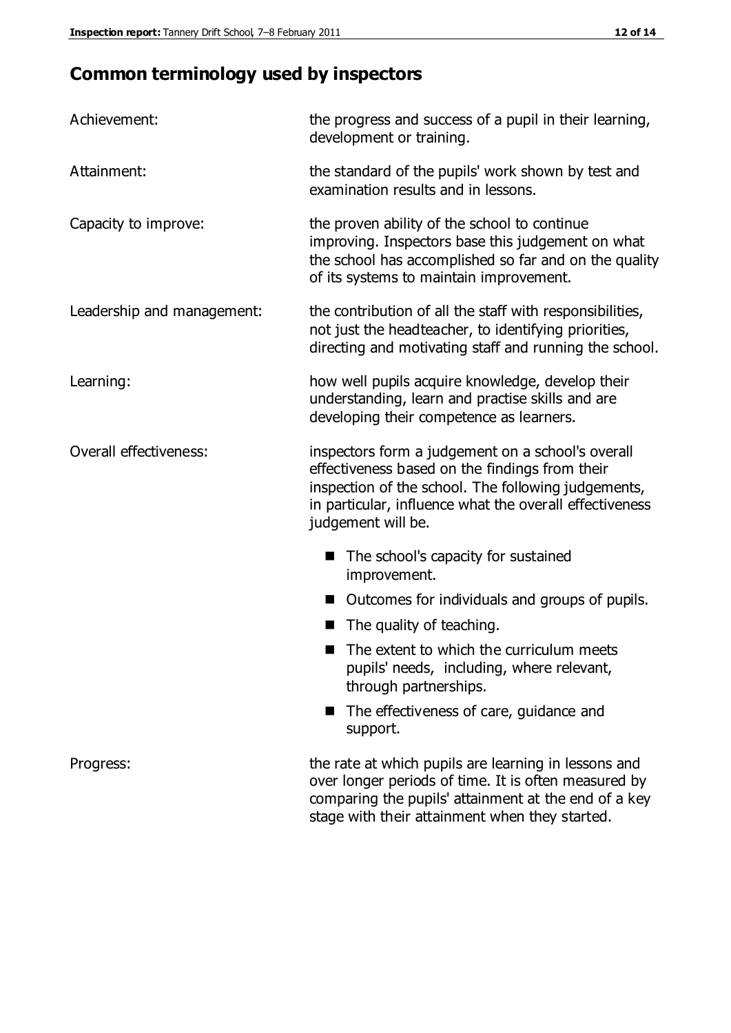# Common terminology used by inspectors

| | |
|---|---|
| Achievement: | the progress and success of a pupil in their learning, development or training. |
| Attainment: | the standard of the pupils' work shown by test and examination results and in lessons. |
| Capacity to improve: | the proven ability of the school to continue improving. Inspectors base this judgement on what the school has accomplished so far and on the quality of its systems to maintain improvement. |
| Leadership and management: | the contribution of all the staff with responsibilities, not just the headteacher, to identifying priorities, directing and motivating staff and running the school. |
| Learning: | how well pupils acquire knowledge, develop their understanding, learn and practise skills and are developing their competence as learners. |
| Overall effectiveness: | inspectors form a judgement on a school's overall effectiveness based on the findings from their inspection of the school. The following judgements, in particular, influence what the overall effectiveness judgement will be. |

- The school's capacity for sustained improvement.
- Outcomes for individuals and groups of pupils.
- The quality of teaching.
- The extent to which the curriculum meets pupils' needs, including, where relevant, through partnerships.
- The effectiveness of care, guidance and support.

| | |
|---|---|
| Progress: | the rate at which pupils are learning in lessons and over longer periods of time. It is often measured by comparing the pupils' attainment at the end of a key stage with their attainment when they started. |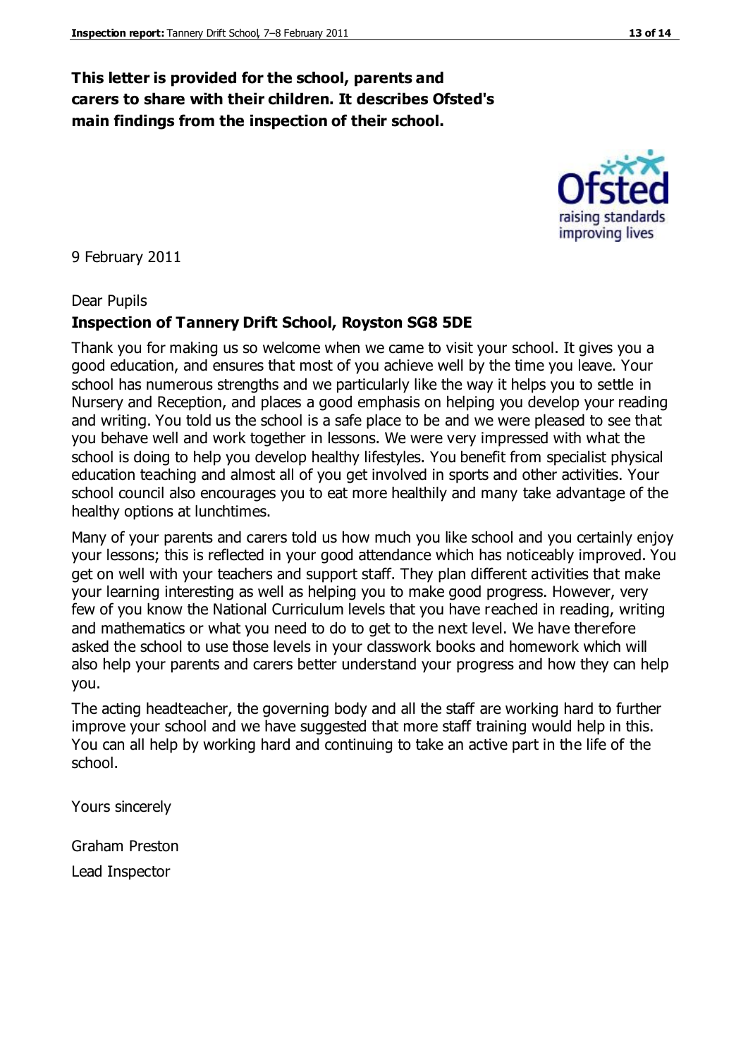**This letter is provided for the school, parents and carers to share with their children. It describes Ofsted's main findings from the inspection of their school.**

9 February 2011

Dear Pupils

**Inspection of Tannery Drift School, Royston SG8 5DE**

Thank you for making us so welcome when we came to visit your school. It gives you a good education, and ensures that most of you achieve well by the time you leave. Your school has numerous strengths and we particularly like the way it helps you to settle in Nursery and Reception, and places a good emphasis on helping you develop your reading and writing. You told us the school is a safe place to be and we were pleased to see that you behave well and work together in lessons. We were very impressed with what the school is doing to help you develop healthy lifestyles. You benefit from specialist physical education teaching and almost all of you get involved in sports and other activities. Your school council also encourages you to eat more healthily and many take advantage of the healthy options at lunchtimes.

Many of your parents and carers told us how much you like school and you certainly enjoy your lessons; this is reflected in your good attendance which has noticeably improved. You get on well with your teachers and support staff. They plan different activities that make your learning interesting as well as helping you to make good progress. However, very few of you know the National Curriculum levels that you have reached in reading, writing and mathematics or what you need to do to get to the next level. We have therefore asked the school to use those levels in your classwork books and homework which will also help your parents and carers better understand your progress and how they can help you.

The acting headteacher, the governing body and all the staff are working hard to further improve your school and we have suggested that more staff training would help in this. You can all help by working hard and continuing to take an active part in the life of the school.

Yours sincerely

Graham Preston

Lead Inspector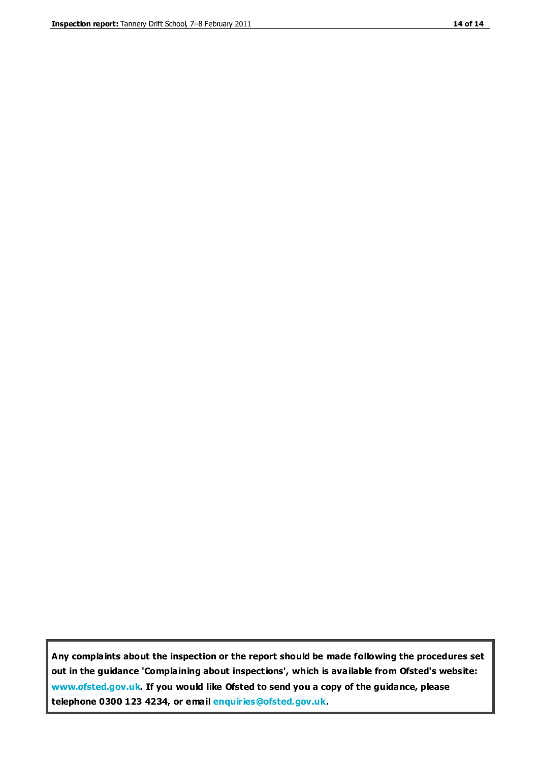**Any complaints about the inspection or the report should be made following the procedures set out in the guidance 'Complaining about inspections', which is available from Ofsted's website: www.ofsted.gov.uk. If you would like Ofsted to send you a copy of the guidance, please telephone 0300 123 4234, or email enquiries@ofsted.gov.uk.**